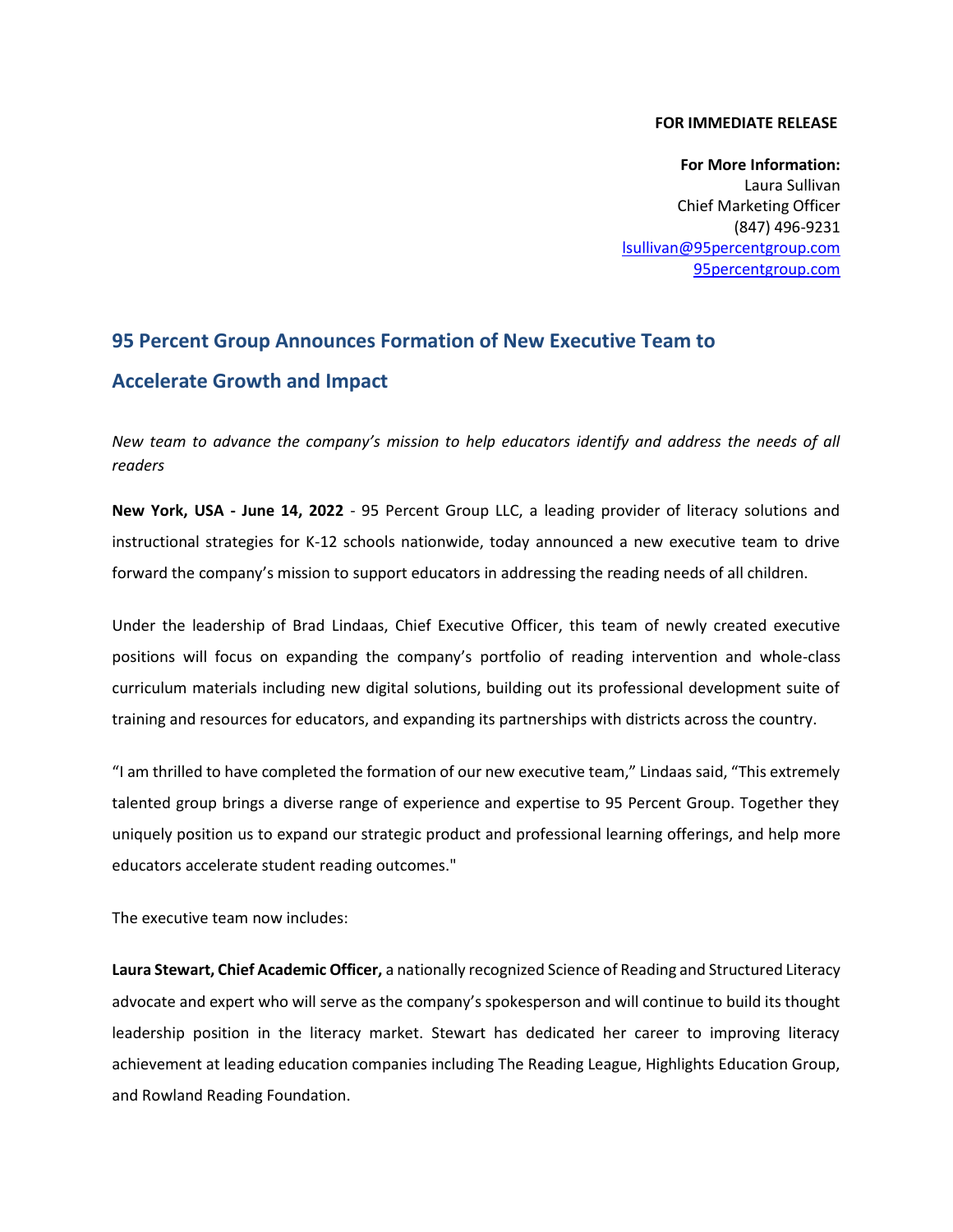**FOR IMMEDIATE RELEASE**

**For More Information:**
Laura Sullivan
Chief Marketing Officer
(847) 496-9231
lsullivan@95percentgroup.com
95percentgroup.com

## 95 Percent Group Announces Formation of New Executive Team to Accelerate Growth and Impact

*New team to advance the company's mission to help educators identify and address the needs of all readers*

**New York, USA - June 14, 2022** - 95 Percent Group LLC, a leading provider of literacy solutions and instructional strategies for K-12 schools nationwide, today announced a new executive team to drive forward the company's mission to support educators in addressing the reading needs of all children.

Under the leadership of Brad Lindaas, Chief Executive Officer, this team of newly created executive positions will focus on expanding the company's portfolio of reading intervention and whole-class curriculum materials including new digital solutions, building out its professional development suite of training and resources for educators, and expanding its partnerships with districts across the country.

"I am thrilled to have completed the formation of our new executive team," Lindaas said, "This extremely talented group brings a diverse range of experience and expertise to 95 Percent Group. Together they uniquely position us to expand our strategic product and professional learning offerings, and help more educators accelerate student reading outcomes."

The executive team now includes:

**Laura Stewart, Chief Academic Officer,** a nationally recognized Science of Reading and Structured Literacy advocate and expert who will serve as the company's spokesperson and will continue to build its thought leadership position in the literacy market. Stewart has dedicated her career to improving literacy achievement at leading education companies including The Reading League, Highlights Education Group, and Rowland Reading Foundation.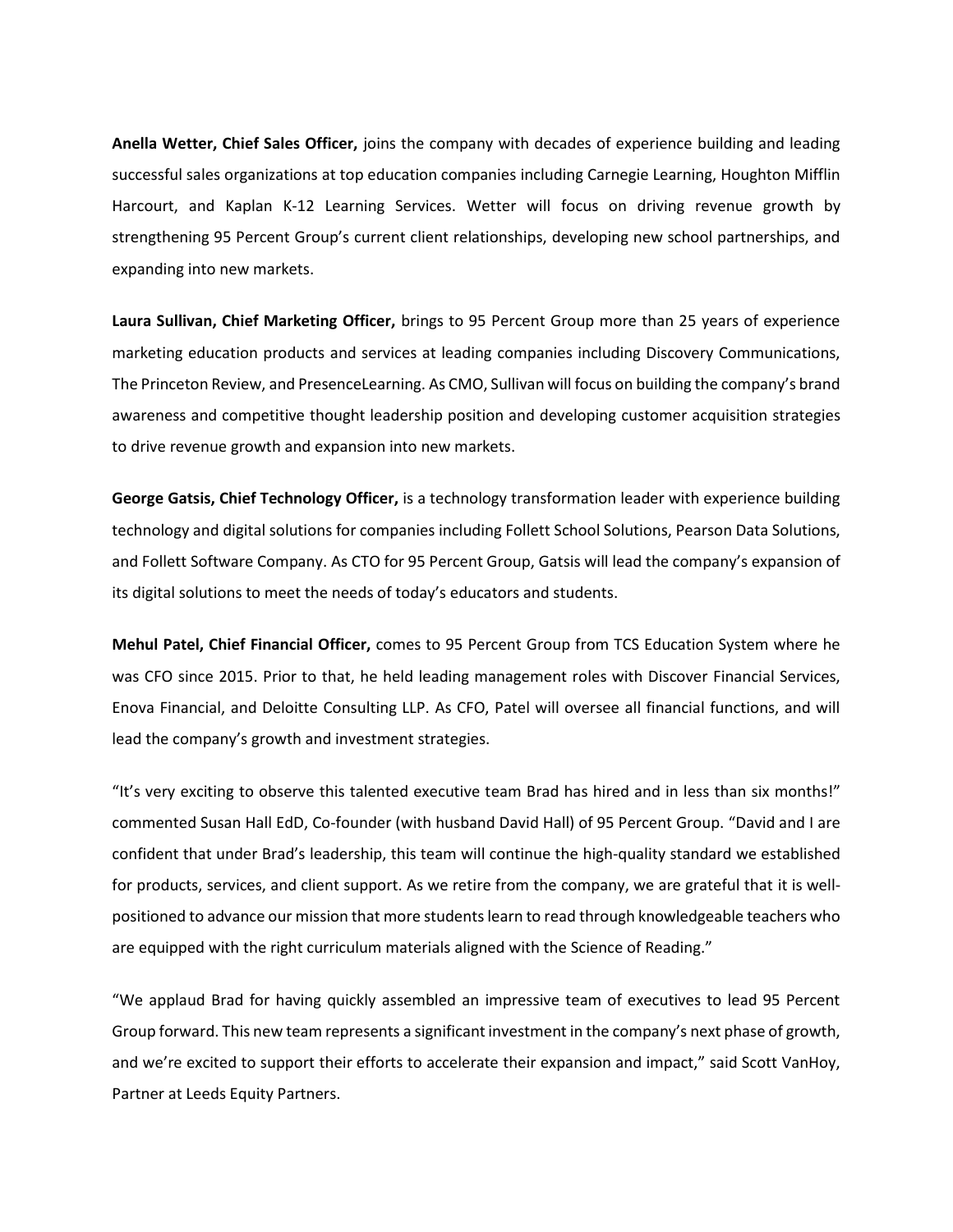**Anella Wetter, Chief Sales Officer,** joins the company with decades of experience building and leading successful sales organizations at top education companies including Carnegie Learning, Houghton Mifflin Harcourt, and Kaplan K-12 Learning Services. Wetter will focus on driving revenue growth by strengthening 95 Percent Group's current client relationships, developing new school partnerships, and expanding into new markets.

**Laura Sullivan, Chief Marketing Officer,** brings to 95 Percent Group more than 25 years of experience marketing education products and services at leading companies including Discovery Communications, The Princeton Review, and PresenceLearning. As CMO, Sullivan will focus on building the company's brand awareness and competitive thought leadership position and developing customer acquisition strategies to drive revenue growth and expansion into new markets.

**George Gatsis, Chief Technology Officer,** is a technology transformation leader with experience building technology and digital solutions for companies including Follett School Solutions, Pearson Data Solutions, and Follett Software Company. As CTO for 95 Percent Group, Gatsis will lead the company's expansion of its digital solutions to meet the needs of today's educators and students.

**Mehul Patel, Chief Financial Officer,** comes to 95 Percent Group from TCS Education System where he was CFO since 2015. Prior to that, he held leading management roles with Discover Financial Services, Enova Financial, and Deloitte Consulting LLP. As CFO, Patel will oversee all financial functions, and will lead the company's growth and investment strategies.

"It's very exciting to observe this talented executive team Brad has hired and in less than six months!" commented Susan Hall EdD, Co-founder (with husband David Hall) of 95 Percent Group. "David and I are confident that under Brad's leadership, this team will continue the high-quality standard we established for products, services, and client support. As we retire from the company, we are grateful that it is well-positioned to advance our mission that more students learn to read through knowledgeable teachers who are equipped with the right curriculum materials aligned with the Science of Reading."

"We applaud Brad for having quickly assembled an impressive team of executives to lead 95 Percent Group forward. This new team represents a significant investment in the company's next phase of growth, and we're excited to support their efforts to accelerate their expansion and impact," said Scott VanHoy, Partner at Leeds Equity Partners.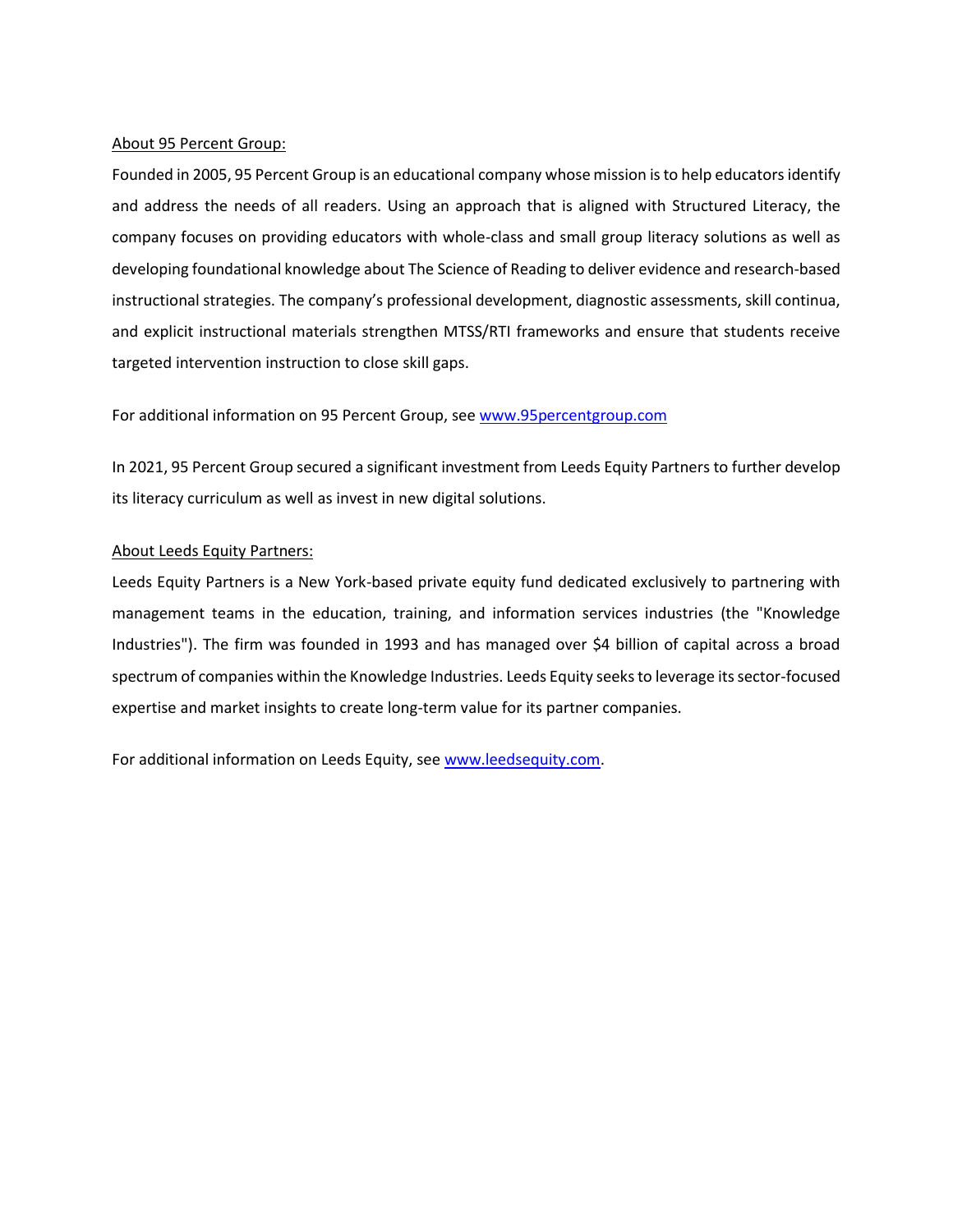About 95 Percent Group:

Founded in 2005, 95 Percent Group is an educational company whose mission is to help educators identify and address the needs of all readers. Using an approach that is aligned with Structured Literacy, the company focuses on providing educators with whole-class and small group literacy solutions as well as developing foundational knowledge about The Science of Reading to deliver evidence and research-based instructional strategies. The company's professional development, diagnostic assessments, skill continua, and explicit instructional materials strengthen MTSS/RTI frameworks and ensure that students receive targeted intervention instruction to close skill gaps.

For additional information on 95 Percent Group, see [www.95percentgroup.com](http://www.95percentgroup.com)

In 2021, 95 Percent Group secured a significant investment from Leeds Equity Partners to further develop its literacy curriculum as well as invest in new digital solutions.

About Leeds Equity Partners:

Leeds Equity Partners is a New York-based private equity fund dedicated exclusively to partnering with management teams in the education, training, and information services industries (the "Knowledge Industries"). The firm was founded in 1993 and has managed over $4 billion of capital across a broad spectrum of companies within the Knowledge Industries. Leeds Equity seeks to leverage its sector-focused expertise and market insights to create long-term value for its partner companies.

For additional information on Leeds Equity, see [www.leedsequity.com](http://www.leedsequity.com).